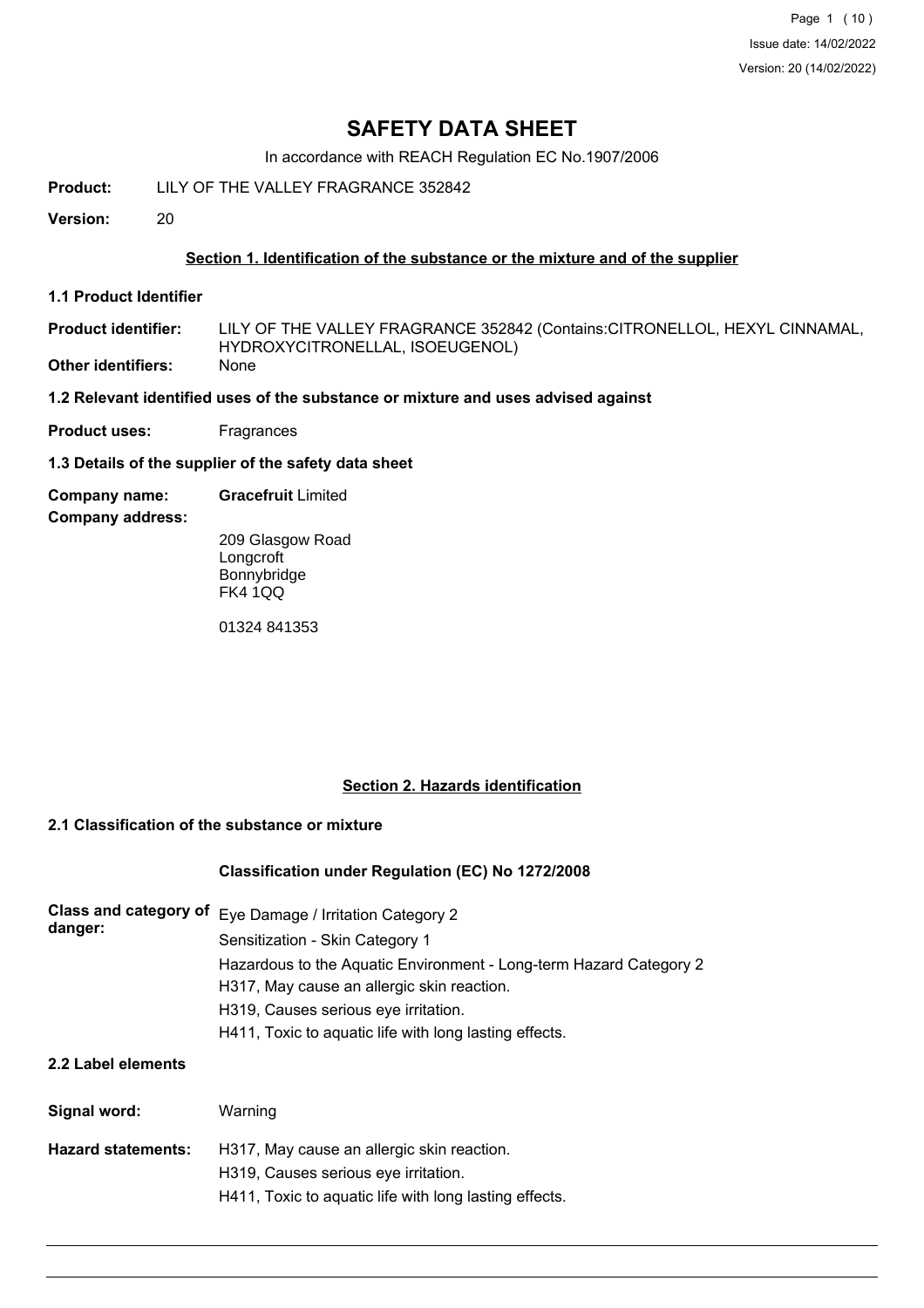# SAFETY DATA SHEET

In accordance with REACH Regulation EC No.1907/2006

**Product:** LILY OF THE VALLEY FRAGRANCE 352842

**Version:** 20

## Section 1. Identification of the substance or the mixture and of the supplier

### 1.1 Product Identifier

**Product identifier:** LILY OF THE VALLEY FRAGRANCE 352842 (Contains:CITRONELLOL, HEXYL CINNAMAL, HYDROXYCITRONELLAL, ISOEUGENOL)

**Other identifiers:** None

### 1.2 Relevant identified uses of the substance or mixture and uses advised against

**Product uses:** Fragrances

### 1.3 Details of the supplier of the safety data sheet

**Company name:** **Gracefruit** Limited

**Company address:**

209 Glasgow Road
Longcroft
Bonnybridge
FK4 1QQ

01324 841353

## Section 2. Hazards identification

### 2.1 Classification of the substance or mixture

**Classification under Regulation (EC) No 1272/2008**

**Class and category of danger:**

Eye Damage / Irritation Category 2
Sensitization - Skin Category 1
Hazardous to the Aquatic Environment - Long-term Hazard Category 2
H317, May cause an allergic skin reaction.
H319, Causes serious eye irritation.
H411, Toxic to aquatic life with long lasting effects.

### 2.2 Label elements

**Signal word:** Warning

**Hazard statements:**

H317, May cause an allergic skin reaction.
H319, Causes serious eye irritation.
H411, Toxic to aquatic life with long lasting effects.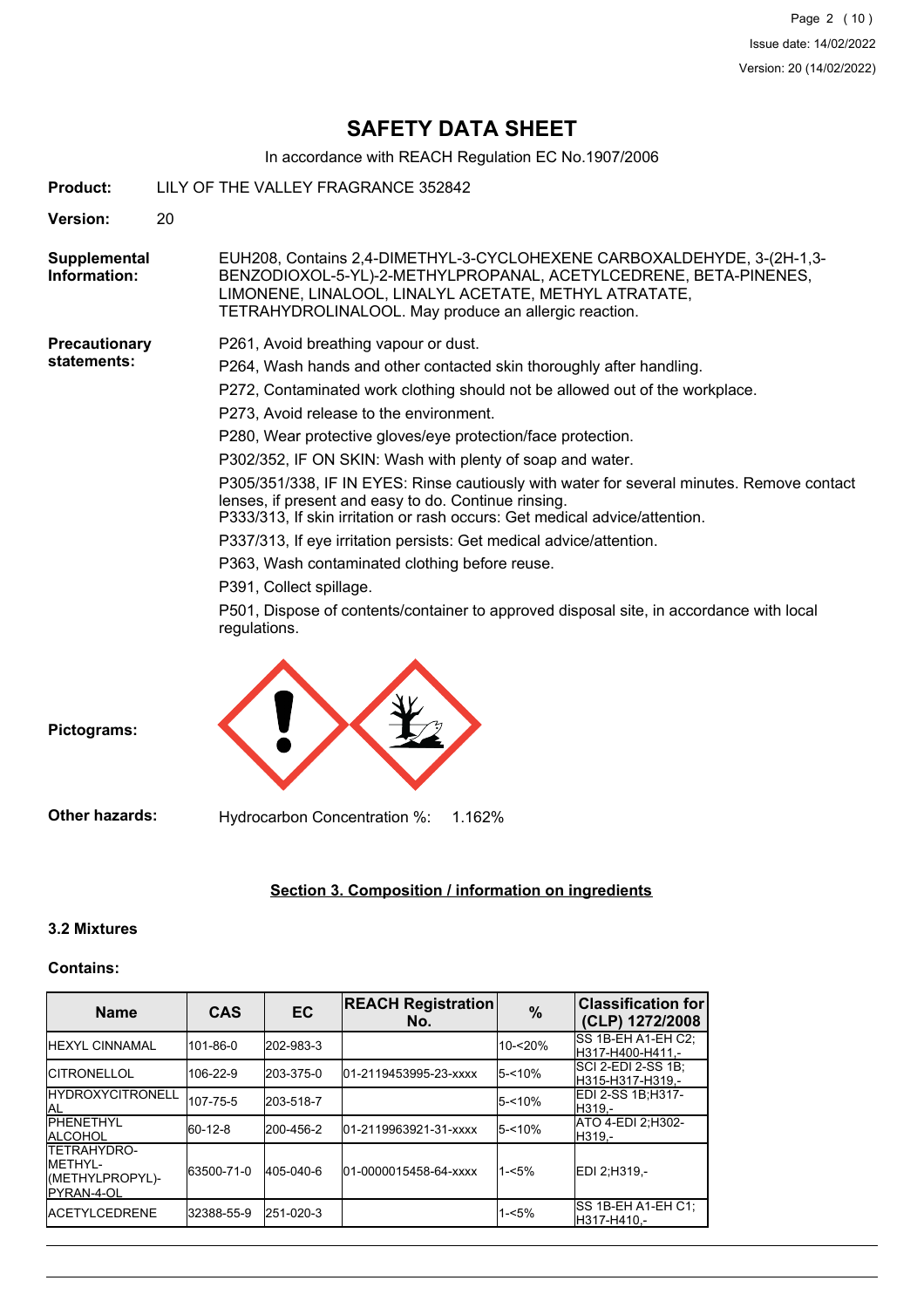# SAFETY DATA SHEET

In accordance with REACH Regulation EC No.1907/2006

**Product:** LILY OF THE VALLEY FRAGRANCE 352842

**Version:** 20

**Supplemental Information:** EUH208, Contains 2,4-DIMETHYL-3-CYCLOHEXENE CARBOXALDEHYDE, 3-(2H-1,3-BENZODIOXOL-5-YL)-2-METHYLPROPANAL, ACETYLCEDRENE, BETA-PINENES, LIMONENE, LINALOOL, LINALYL ACETATE, METHYL ATRATATE, TETRAHYDROLINALOOL. May produce an allergic reaction.

**Precautionary statements:**

P261, Avoid breathing vapour or dust.

P264, Wash hands and other contacted skin thoroughly after handling.

P272, Contaminated work clothing should not be allowed out of the workplace.

P273, Avoid release to the environment.

P280, Wear protective gloves/eye protection/face protection.

P302/352, IF ON SKIN: Wash with plenty of soap and water.

P305/351/338, IF IN EYES: Rinse cautiously with water for several minutes. Remove contact lenses, if present and easy to do. Continue rinsing.
P333/313, If skin irritation or rash occurs: Get medical advice/attention.

P337/313, If eye irritation persists: Get medical advice/attention.

P363, Wash contaminated clothing before reuse.

P391, Collect spillage.

P501, Dispose of contents/container to approved disposal site, in accordance with local regulations.

**Pictograms:**

**Other hazards:** Hydrocarbon Concentration %: 1.162%

## Section 3. Composition / information on ingredients

### 3.2 Mixtures

**Contains:**

| Name | CAS | EC | REACH Registration No. | % | Classification for (CLP) 1272/2008 |
|---|---|---|---|---|---|
| HEXYL CINNAMAL | 101-86-0 | 202-983-3 | | 10-<20% | SS 1B-EH A1-EH C2;H317-H400-H411,- |
| CITRONELLOL | 106-22-9 | 203-375-0 | 01-2119453995-23-xxxx | 5-<10% | SCI 2-EDI 2-SS 1B;H315-H317-H319,- |
| HYDROXYCITRONELLAL | 107-75-5 | 203-518-7 | | 5-<10% | EDI 2-SS 1B;H317-H319,- |
| PHENETHYL ALCOHOL | 60-12-8 | 200-456-2 | 01-2119963921-31-xxxx | 5-<10% | ATO 4-EDI 2;H302-H319,- |
| TETRAHYDRO-METHYL-(METHYLPROPYL)-PYRAN-4-OL | 63500-71-0 | 405-040-6 | 01-0000015458-64-xxxx | 1-<5% | EDI 2;H319,- |
| ACETYLCEDRENE | 32388-55-9 | 251-020-3 | | 1-<5% | SS 1B-EH A1-EH C1;H317-H410,- |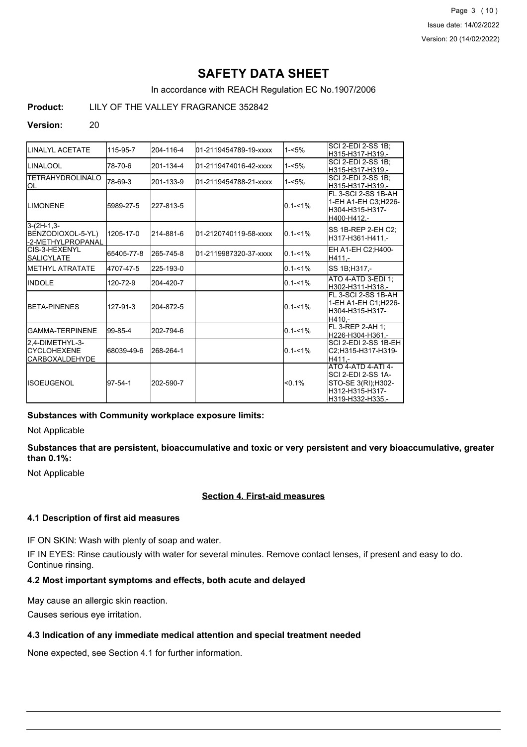# SAFETY DATA SHEET

In accordance with REACH Regulation EC No.1907/2006

**Product:** LILY OF THE VALLEY FRAGRANCE 352842

**Version:** 20

| | | | | | |
|---|---|---|---|---|---|
| LINALYL ACETATE | 115-95-7 | 204-116-4 | 01-2119454789-19-xxxx | 1-<5% | SCI 2-EDI 2-SS 1B;H315-H317-H319,- |
| LINALOOL | 78-70-6 | 201-134-4 | 01-2119474016-42-xxxx | 1-<5% | SCI 2-EDI 2-SS 1B;H315-H317-H319,- |
| TETRAHYDROLINALOOL | 78-69-3 | 201-133-9 | 01-2119454788-21-xxxx | 1-<5% | SCI 2-EDI 2-SS 1B;H315-H317-H319,- |
| LIMONENE | 5989-27-5 | 227-813-5 | | 0.1-<1% | FL 3-SCI 2-SS 1B-AH 1-EH A1-EH C3;H226-H304-H315-H317-H400-H412,- |
| 3-(2H-1,3-BENZODIOXOL-5-YL)-2-METHYLPROPANAL | 1205-17-0 | 214-881-6 | 01-2120740119-58-xxxx | 0.1-<1% | SS 1B-REP 2-EH C2;H317-H361-H411,- |
| CIS-3-HEXENYL SALICYLATE | 65405-77-8 | 265-745-8 | 01-2119987320-37-xxxx | 0.1-<1% | EH A1-EH C2;H400-H411,- |
| METHYL ATRATATE | 4707-47-5 | 225-193-0 | | 0.1-<1% | SS 1B;H317,- |
| INDOLE | 120-72-9 | 204-420-7 | | 0.1-<1% | ATO 4-ATD 3-EDI 1;H302-H311-H318,- |
| BETA-PINENES | 127-91-3 | 204-872-5 | | 0.1-<1% | FL 3-SCI 2-SS 1B-AH 1-EH A1-EH C1;H226-H304-H315-H317-H410,- |
| GAMMA-TERPINENE | 99-85-4 | 202-794-6 | | 0.1-<1% | FL 3-REP 2-AH 1;H226-H304-H361,- |
| 2,4-DIMETHYL-3-CYCLOHEXENE CARBOXALDEHYDE | 68039-49-6 | 268-264-1 | | 0.1-<1% | SCI 2-EDI 2-SS 1B-EH C2;H315-H317-H319-H411,- |
| ISOEUGENOL | 97-54-1 | 202-590-7 | | <0.1% | ATO 4-ATD 4-ATI 4-SCI 2-EDI 2-SS 1A-STO-SE 3(RI);H302-H312-H315-H317-H319-H332-H335,- |

**Substances with Community workplace exposure limits:**

Not Applicable

**Substances that are persistent, bioaccumulative and toxic or very persistent and very bioaccumulative, greater than 0.1%:**

Not Applicable

## Section 4. First-aid measures

### 4.1 Description of first aid measures

IF ON SKIN: Wash with plenty of soap and water.

IF IN EYES: Rinse cautiously with water for several minutes. Remove contact lenses, if present and easy to do. Continue rinsing.

### 4.2 Most important symptoms and effects, both acute and delayed

May cause an allergic skin reaction.

Causes serious eye irritation.

### 4.3 Indication of any immediate medical attention and special treatment needed

None expected, see Section 4.1 for further information.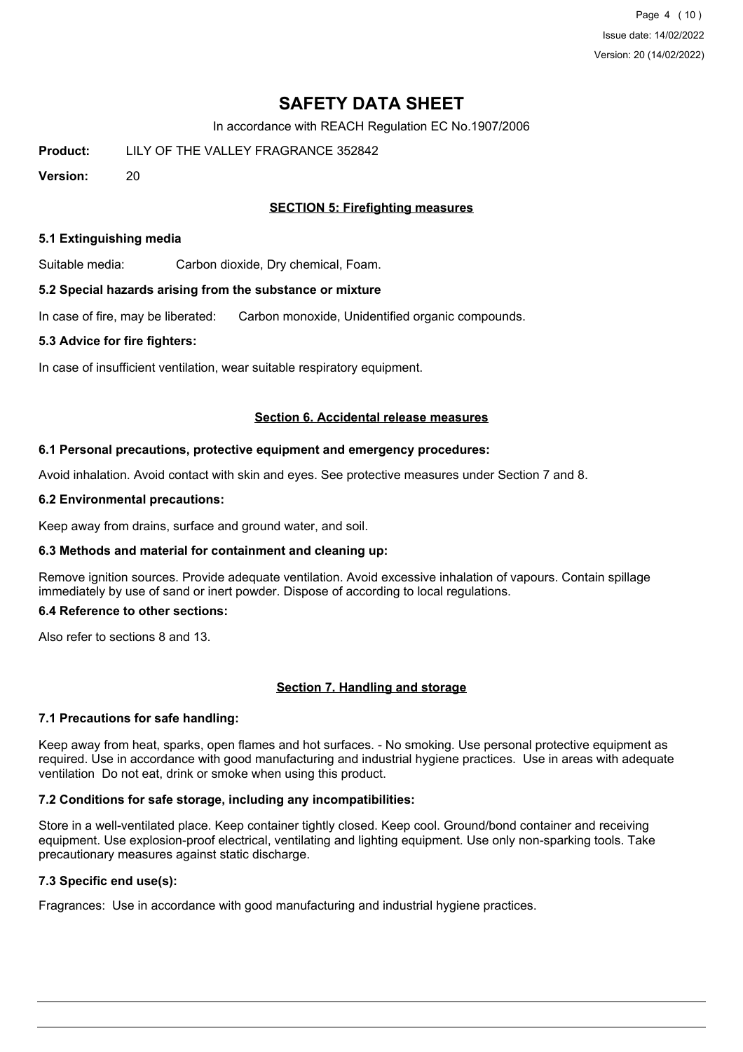# SAFETY DATA SHEET

In accordance with REACH Regulation EC No.1907/2006

**Product:** LILY OF THE VALLEY FRAGRANCE 352842

**Version:** 20

## SECTION 5: Firefighting measures

### 5.1 Extinguishing media

Suitable media: Carbon dioxide, Dry chemical, Foam.

### 5.2 Special hazards arising from the substance or mixture

In case of fire, may be liberated: Carbon monoxide, Unidentified organic compounds.

### 5.3 Advice for fire fighters:

In case of insufficient ventilation, wear suitable respiratory equipment.

## Section 6. Accidental release measures

### 6.1 Personal precautions, protective equipment and emergency procedures:

Avoid inhalation. Avoid contact with skin and eyes. See protective measures under Section 7 and 8.

### 6.2 Environmental precautions:

Keep away from drains, surface and ground water, and soil.

### 6.3 Methods and material for containment and cleaning up:

Remove ignition sources. Provide adequate ventilation. Avoid excessive inhalation of vapours. Contain spillage immediately by use of sand or inert powder. Dispose of according to local regulations.

### 6.4 Reference to other sections:

Also refer to sections 8 and 13.

## Section 7. Handling and storage

### 7.1 Precautions for safe handling:

Keep away from heat, sparks, open flames and hot surfaces. - No smoking. Use personal protective equipment as required. Use in accordance with good manufacturing and industrial hygiene practices. Use in areas with adequate ventilation Do not eat, drink or smoke when using this product.

### 7.2 Conditions for safe storage, including any incompatibilities:

Store in a well-ventilated place. Keep container tightly closed. Keep cool. Ground/bond container and receiving equipment. Use explosion-proof electrical, ventilating and lighting equipment. Use only non-sparking tools. Take precautionary measures against static discharge.

### 7.3 Specific end use(s):

Fragrances: Use in accordance with good manufacturing and industrial hygiene practices.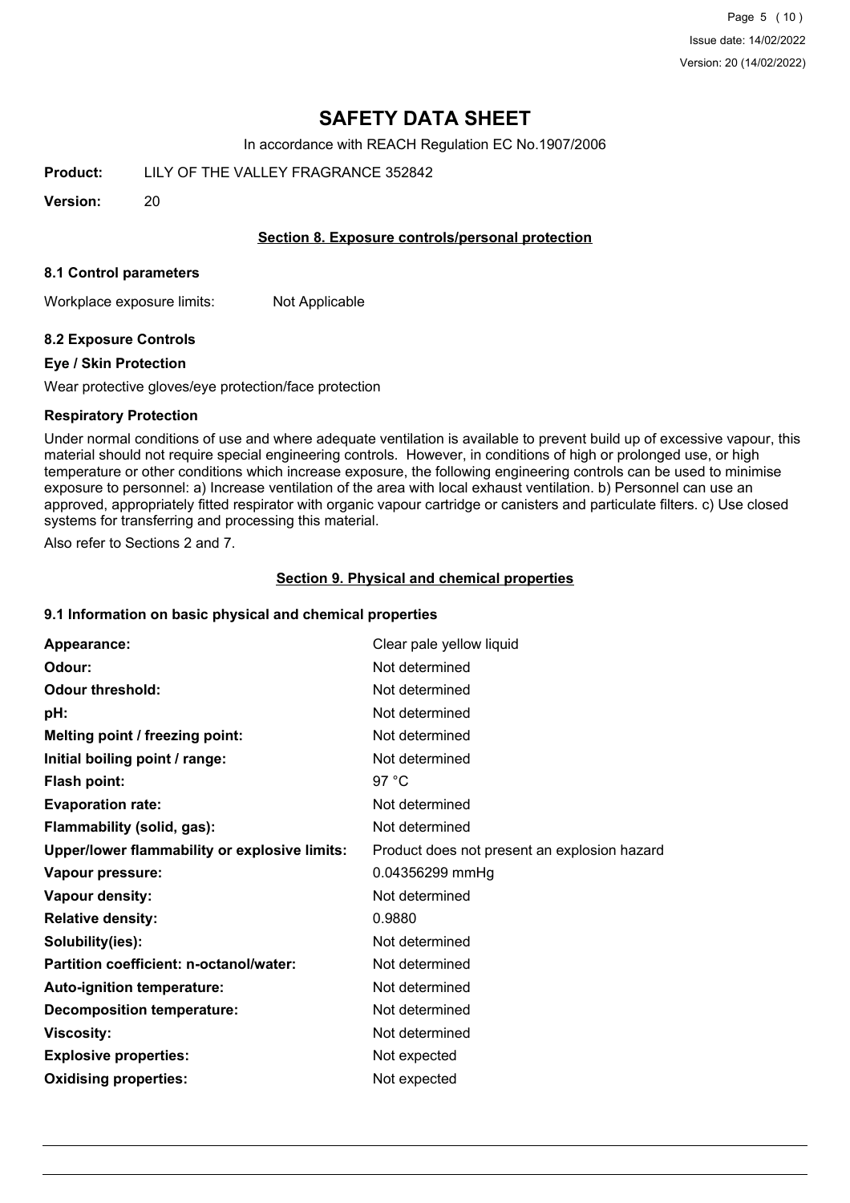# SAFETY DATA SHEET

In accordance with REACH Regulation EC No.1907/2006

**Product:** LILY OF THE VALLEY FRAGRANCE 352842

**Version:** 20

## Section 8. Exposure controls/personal protection

### 8.1 Control parameters

Workplace exposure limits: Not Applicable

### 8.2 Exposure Controls

#### Eye / Skin Protection

Wear protective gloves/eye protection/face protection

#### Respiratory Protection

Under normal conditions of use and where adequate ventilation is available to prevent build up of excessive vapour, this material should not require special engineering controls. However, in conditions of high or prolonged use, or high temperature or other conditions which increase exposure, the following engineering controls can be used to minimise exposure to personnel: a) Increase ventilation of the area with local exhaust ventilation. b) Personnel can use an approved, appropriately fitted respirator with organic vapour cartridge or canisters and particulate filters. c) Use closed systems for transferring and processing this material.

Also refer to Sections 2 and 7.

## Section 9. Physical and chemical properties

### 9.1 Information on basic physical and chemical properties

| | |
|---|---|
| **Appearance:** | Clear pale yellow liquid |
| **Odour:** | Not determined |
| **Odour threshold:** | Not determined |
| **pH:** | Not determined |
| **Melting point / freezing point:** | Not determined |
| **Initial boiling point / range:** | Not determined |
| **Flash point:** | 97 °C |
| **Evaporation rate:** | Not determined |
| **Flammability (solid, gas):** | Not determined |
| **Upper/lower flammability or explosive limits:** | Product does not present an explosion hazard |
| **Vapour pressure:** | 0.04356299 mmHg |
| **Vapour density:** | Not determined |
| **Relative density:** | 0.9880 |
| **Solubility(ies):** | Not determined |
| **Partition coefficient: n-octanol/water:** | Not determined |
| **Auto-ignition temperature:** | Not determined |
| **Decomposition temperature:** | Not determined |
| **Viscosity:** | Not determined |
| **Explosive properties:** | Not expected |
| **Oxidising properties:** | Not expected |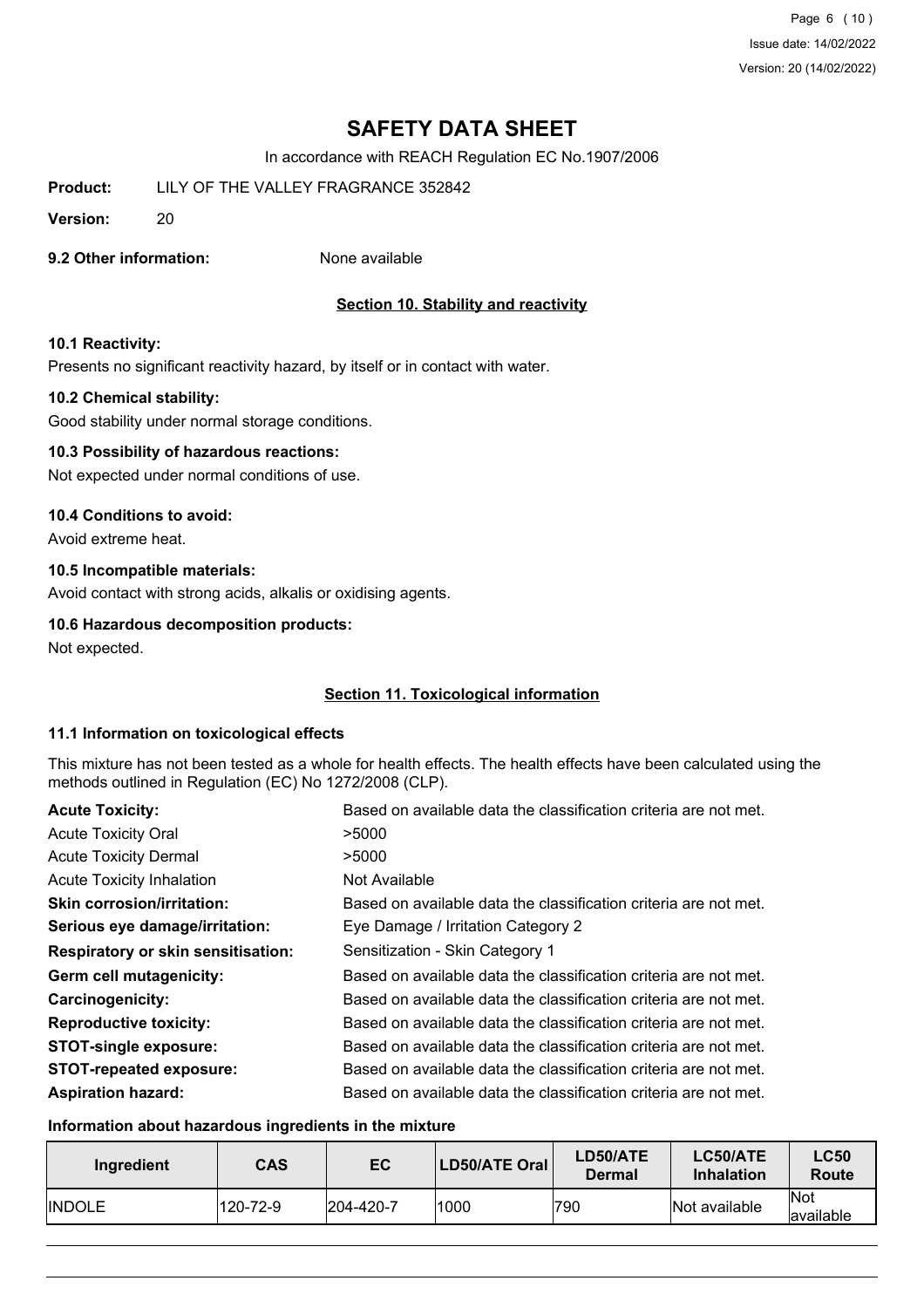**9.2 Other information:** None available

## Section 10. Stability and reactivity

**10.1 Reactivity:**

Presents no significant reactivity hazard, by itself or in contact with water.

**10.2 Chemical stability:**

Good stability under normal storage conditions.

**10.3 Possibility of hazardous reactions:**

Not expected under normal conditions of use.

**10.4 Conditions to avoid:**

Avoid extreme heat.

**10.5 Incompatible materials:**

Avoid contact with strong acids, alkalis or oxidising agents.

**10.6 Hazardous decomposition products:**

Not expected.

## Section 11. Toxicological information

**11.1 Information on toxicological effects**

This mixture has not been tested as a whole for health effects. The health effects have been calculated using the methods outlined in Regulation (EC) No 1272/2008 (CLP).

| | |
|---|---|
| **Acute Toxicity:** | Based on available data the classification criteria are not met. |
| Acute Toxicity Oral | >5000 |
| Acute Toxicity Dermal | >5000 |
| Acute Toxicity Inhalation | Not Available |
| **Skin corrosion/irritation:** | Based on available data the classification criteria are not met. |
| **Serious eye damage/irritation:** | Eye Damage / Irritation Category 2 |
| **Respiratory or skin sensitisation:** | Sensitization - Skin Category 1 |
| **Germ cell mutagenicity:** | Based on available data the classification criteria are not met. |
| **Carcinogenicity:** | Based on available data the classification criteria are not met. |
| **Reproductive toxicity:** | Based on available data the classification criteria are not met. |
| **STOT-single exposure:** | Based on available data the classification criteria are not met. |
| **STOT-repeated exposure:** | Based on available data the classification criteria are not met. |
| **Aspiration hazard:** | Based on available data the classification criteria are not met. |

**Information about hazardous ingredients in the mixture**

| Ingredient | CAS | EC | LD50/ATE Oral | LD50/ATE Dermal | LC50/ATE Inhalation | LC50 Route |
|---|---|---|---|---|---|---|
| INDOLE | 120-72-9 | 204-420-7 | 1000 | 790 | Not available | Not available |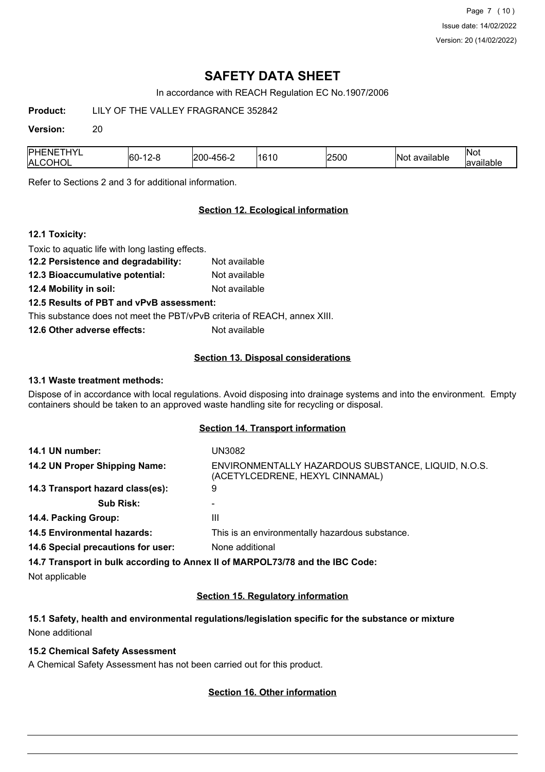| PHENETHYL ALCOHOL | 60-12-8 | 200-456-2 | 1610 | 2500 | Not available | Not available |
|---|---|---|---|---|---|---|

Refer to Sections 2 and 3 for additional information.

## Section 12. Ecological information

**12.1 Toxicity:**

Toxic to aquatic life with long lasting effects.

**12.2 Persistence and degradability:** Not available

**12.3 Bioaccumulative potential:** Not available

**12.4 Mobility in soil:** Not available

**12.5 Results of PBT and vPvB assessment:**

This substance does not meet the PBT/vPvB criteria of REACH, annex XIII.

**12.6 Other adverse effects:** Not available

## Section 13. Disposal considerations

**13.1 Waste treatment methods:**

Dispose of in accordance with local regulations. Avoid disposing into drainage systems and into the environment. Empty containers should be taken to an approved waste handling site for recycling or disposal.

## Section 14. Transport information

**14.1 UN number:** UN3082

**14.2 UN Proper Shipping Name:** ENVIRONMENTALLY HAZARDOUS SUBSTANCE, LIQUID, N.O.S. (ACETYLCEDRENE, HEXYL CINNAMAL)

**14.3 Transport hazard class(es):** 9

**Sub Risk:** -

**14.4. Packing Group:** III

**14.5 Environmental hazards:** This is an environmentally hazardous substance.

**14.6 Special precautions for user:** None additional

**14.7 Transport in bulk according to Annex II of MARPOL73/78 and the IBC Code:**

Not applicable

## Section 15. Regulatory information

**15.1 Safety, health and environmental regulations/legislation specific for the substance or mixture**

None additional

**15.2 Chemical Safety Assessment**

A Chemical Safety Assessment has not been carried out for this product.

## Section 16. Other information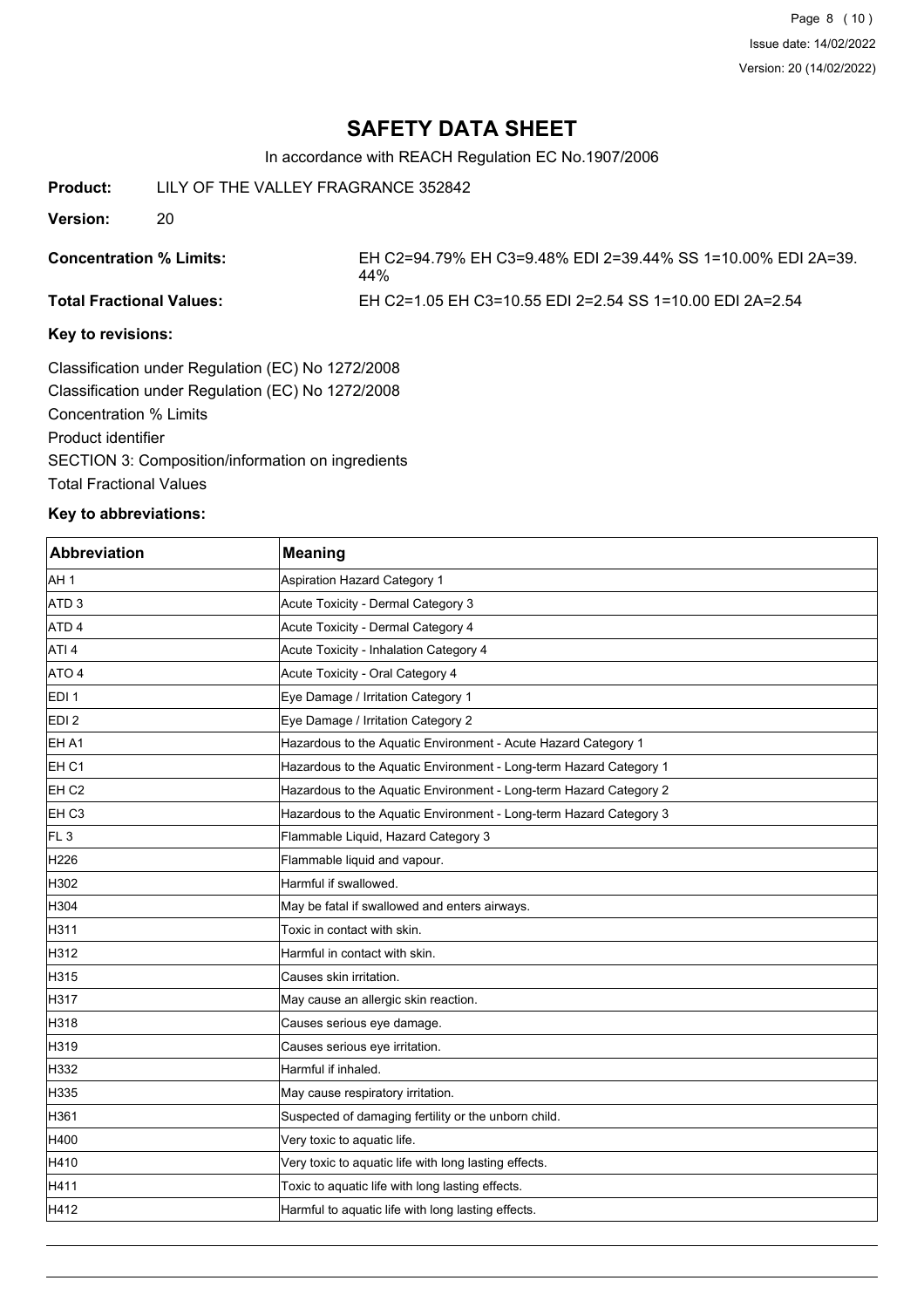# SAFETY DATA SHEET

In accordance with REACH Regulation EC No.1907/2006

**Product:** LILY OF THE VALLEY FRAGRANCE 352842

**Version:** 20

**Concentration % Limits:** EH C2=94.79% EH C3=9.48% EDI 2=39.44% SS 1=10.00% EDI 2A=39.44%

**Total Fractional Values:** EH C2=1.05 EH C3=10.55 EDI 2=2.54 SS 1=10.00 EDI 2A=2.54

**Key to revisions:**

Classification under Regulation (EC) No 1272/2008

Classification under Regulation (EC) No 1272/2008

Concentration % Limits

Product identifier

SECTION 3: Composition/information on ingredients

Total Fractional Values

**Key to abbreviations:**

| Abbreviation | Meaning |
|---|---|
| AH 1 | Aspiration Hazard Category 1 |
| ATD 3 | Acute Toxicity - Dermal Category 3 |
| ATD 4 | Acute Toxicity - Dermal Category 4 |
| ATI 4 | Acute Toxicity - Inhalation Category 4 |
| ATO 4 | Acute Toxicity - Oral Category 4 |
| EDI 1 | Eye Damage / Irritation Category 1 |
| EDI 2 | Eye Damage / Irritation Category 2 |
| EH A1 | Hazardous to the Aquatic Environment - Acute Hazard Category 1 |
| EH C1 | Hazardous to the Aquatic Environment - Long-term Hazard Category 1 |
| EH C2 | Hazardous to the Aquatic Environment - Long-term Hazard Category 2 |
| EH C3 | Hazardous to the Aquatic Environment - Long-term Hazard Category 3 |
| FL 3 | Flammable Liquid, Hazard Category 3 |
| H226 | Flammable liquid and vapour. |
| H302 | Harmful if swallowed. |
| H304 | May be fatal if swallowed and enters airways. |
| H311 | Toxic in contact with skin. |
| H312 | Harmful in contact with skin. |
| H315 | Causes skin irritation. |
| H317 | May cause an allergic skin reaction. |
| H318 | Causes serious eye damage. |
| H319 | Causes serious eye irritation. |
| H332 | Harmful if inhaled. |
| H335 | May cause respiratory irritation. |
| H361 | Suspected of damaging fertility or the unborn child. |
| H400 | Very toxic to aquatic life. |
| H410 | Very toxic to aquatic life with long lasting effects. |
| H411 | Toxic to aquatic life with long lasting effects. |
| H412 | Harmful to aquatic life with long lasting effects. |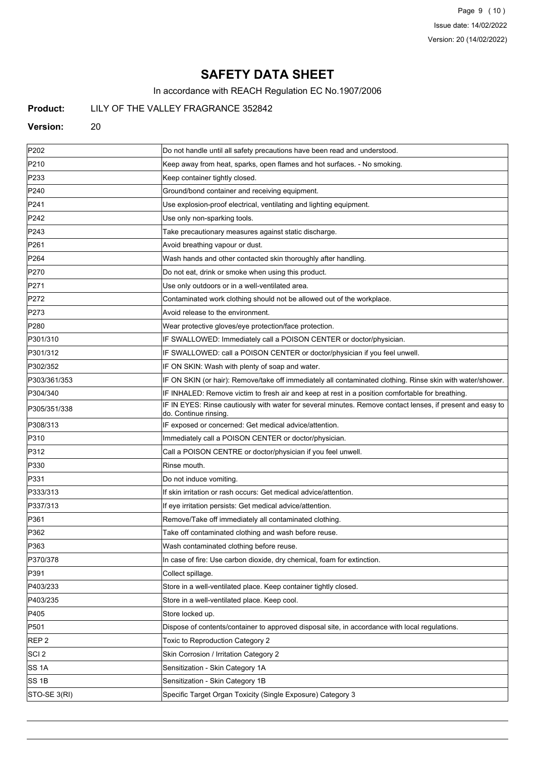# SAFETY DATA SHEET

In accordance with REACH Regulation EC No.1907/2006

**Product:** LILY OF THE VALLEY FRAGRANCE 352842

**Version:** 20

| | |
|---|---|
| P202 | Do not handle until all safety precautions have been read and understood. |
| P210 | Keep away from heat, sparks, open flames and hot surfaces. - No smoking. |
| P233 | Keep container tightly closed. |
| P240 | Ground/bond container and receiving equipment. |
| P241 | Use explosion-proof electrical, ventilating and lighting equipment. |
| P242 | Use only non-sparking tools. |
| P243 | Take precautionary measures against static discharge. |
| P261 | Avoid breathing vapour or dust. |
| P264 | Wash hands and other contacted skin thoroughly after handling. |
| P270 | Do not eat, drink or smoke when using this product. |
| P271 | Use only outdoors or in a well-ventilated area. |
| P272 | Contaminated work clothing should not be allowed out of the workplace. |
| P273 | Avoid release to the environment. |
| P280 | Wear protective gloves/eye protection/face protection. |
| P301/310 | IF SWALLOWED: Immediately call a POISON CENTER or doctor/physician. |
| P301/312 | IF SWALLOWED: call a POISON CENTER or doctor/physician if you feel unwell. |
| P302/352 | IF ON SKIN: Wash with plenty of soap and water. |
| P303/361/353 | IF ON SKIN (or hair): Remove/take off immediately all contaminated clothing. Rinse skin with water/shower. |
| P304/340 | IF INHALED: Remove victim to fresh air and keep at rest in a position comfortable for breathing. |
| P305/351/338 | IF IN EYES: Rinse cautiously with water for several minutes. Remove contact lenses, if present and easy to do. Continue rinsing. |
| P308/313 | IF exposed or concerned: Get medical advice/attention. |
| P310 | Immediately call a POISON CENTER or doctor/physician. |
| P312 | Call a POISON CENTRE or doctor/physician if you feel unwell. |
| P330 | Rinse mouth. |
| P331 | Do not induce vomiting. |
| P333/313 | If skin irritation or rash occurs: Get medical advice/attention. |
| P337/313 | If eye irritation persists: Get medical advice/attention. |
| P361 | Remove/Take off immediately all contaminated clothing. |
| P362 | Take off contaminated clothing and wash before reuse. |
| P363 | Wash contaminated clothing before reuse. |
| P370/378 | In case of fire: Use carbon dioxide, dry chemical, foam for extinction. |
| P391 | Collect spillage. |
| P403/233 | Store in a well-ventilated place. Keep container tightly closed. |
| P403/235 | Store in a well-ventilated place. Keep cool. |
| P405 | Store locked up. |
| P501 | Dispose of contents/container to approved disposal site, in accordance with local regulations. |
| REP 2 | Toxic to Reproduction Category 2 |
| SCI 2 | Skin Corrosion / Irritation Category 2 |
| SS 1A | Sensitization - Skin Category 1A |
| SS 1B | Sensitization - Skin Category 1B |
| STO-SE 3(RI) | Specific Target Organ Toxicity (Single Exposure) Category 3 |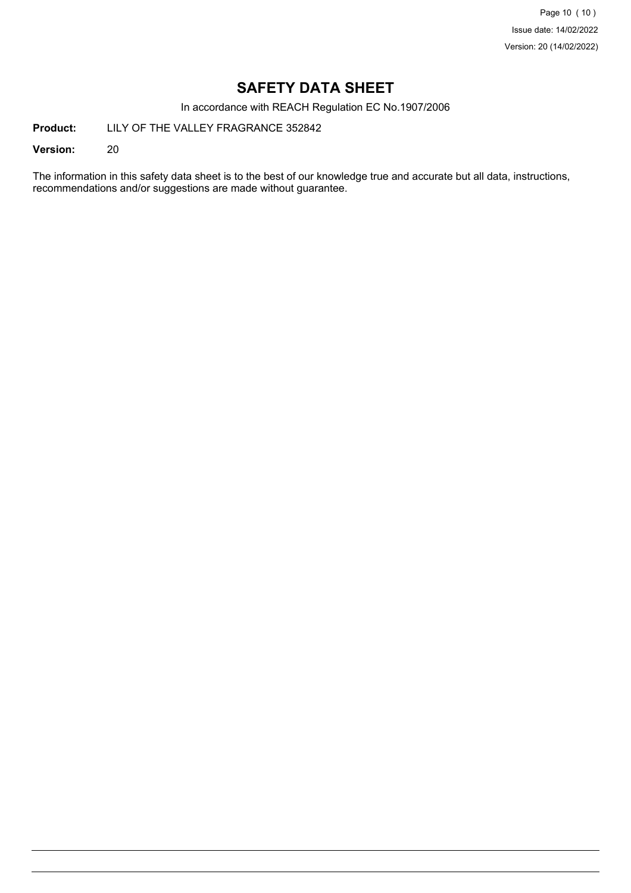# SAFETY DATA SHEET

In accordance with REACH Regulation EC No.1907/2006

**Product:** LILY OF THE VALLEY FRAGRANCE 352842

**Version:** 20

The information in this safety data sheet is to the best of our knowledge true and accurate but all data, instructions, recommendations and/or suggestions are made without guarantee.